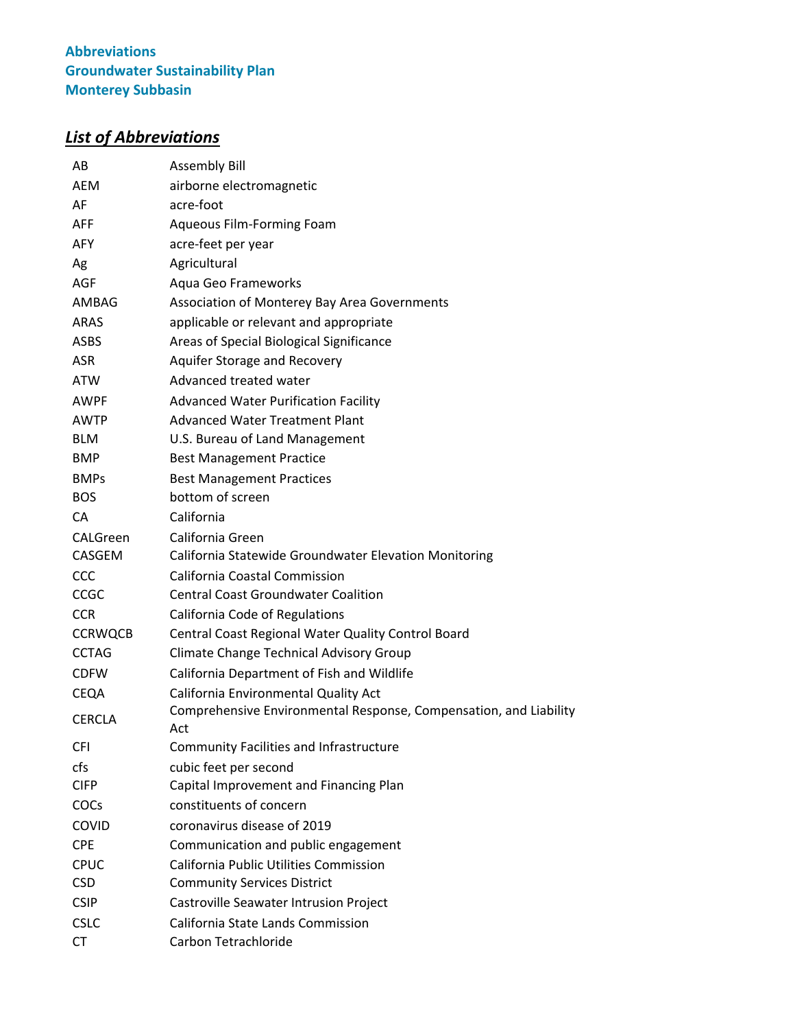**Abbreviations**
**Groundwater Sustainability Plan**
**Monterey Subbasin**

## ***List of Abbreviations***

| | |
|---|---|
| AB | Assembly Bill |
| AEM | airborne electromagnetic |
| AF | acre-foot |
| AFF | Aqueous Film-Forming Foam |
| AFY | acre-feet per year |
| Ag | Agricultural |
| AGF | Aqua Geo Frameworks |
| AMBAG | Association of Monterey Bay Area Governments |
| ARAS | applicable or relevant and appropriate |
| ASBS | Areas of Special Biological Significance |
| ASR | Aquifer Storage and Recovery |
| ATW | Advanced treated water |
| AWPF | Advanced Water Purification Facility |
| AWTP | Advanced Water Treatment Plant |
| BLM | U.S. Bureau of Land Management |
| BMP | Best Management Practice |
| BMPs | Best Management Practices |
| BOS | bottom of screen |
| CA | California |
| CALGreen | California Green |
| CASGEM | California Statewide Groundwater Elevation Monitoring |
| CCC | California Coastal Commission |
| CCGC | Central Coast Groundwater Coalition |
| CCR | California Code of Regulations |
| CCRWQCB | Central Coast Regional Water Quality Control Board |
| CCTAG | Climate Change Technical Advisory Group |
| CDFW | California Department of Fish and Wildlife |
| CEQA | California Environmental Quality Act |
| CERCLA | Comprehensive Environmental Response, Compensation, and Liability Act |
| CFI | Community Facilities and Infrastructure |
| cfs | cubic feet per second |
| CIFP | Capital Improvement and Financing Plan |
| COCs | constituents of concern |
| COVID | coronavirus disease of 2019 |
| CPE | Communication and public engagement |
| CPUC | California Public Utilities Commission |
| CSD | Community Services District |
| CSIP | Castroville Seawater Intrusion Project |
| CSLC | California State Lands Commission |
| CT | Carbon Tetrachloride |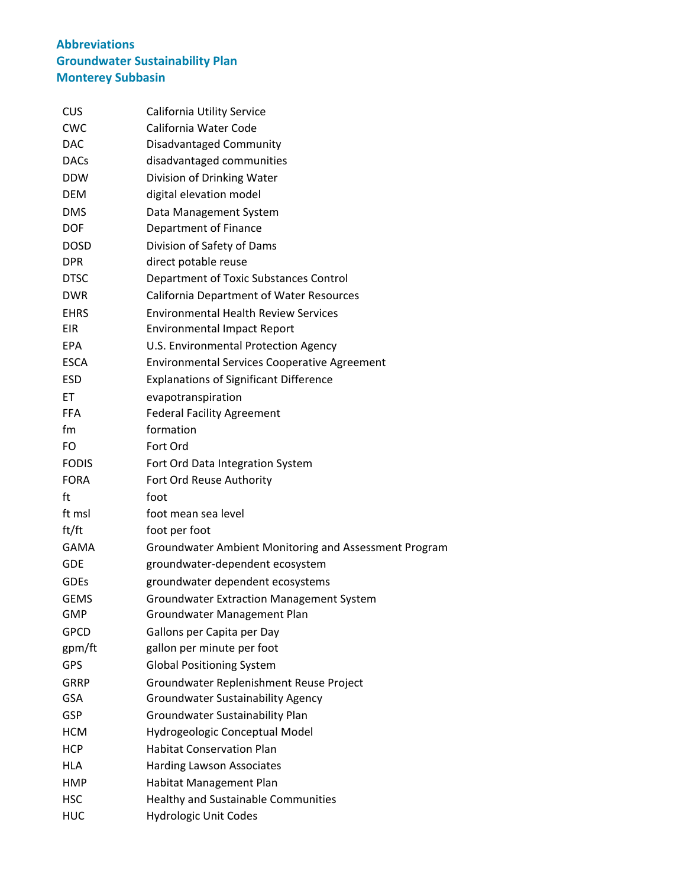**Abbreviations**
**Groundwater Sustainability Plan**
**Monterey Subbasin**

| | |
|---|---|
| CUS | California Utility Service |
| CWC | California Water Code |
| DAC | Disadvantaged Community |
| DACs | disadvantaged communities |
| DDW | Division of Drinking Water |
| DEM | digital elevation model |
| DMS | Data Management System |
| DOF | Department of Finance |
| DOSD | Division of Safety of Dams |
| DPR | direct potable reuse |
| DTSC | Department of Toxic Substances Control |
| DWR | California Department of Water Resources |
| EHRS | Environmental Health Review Services |
| EIR | Environmental Impact Report |
| EPA | U.S. Environmental Protection Agency |
| ESCA | Environmental Services Cooperative Agreement |
| ESD | Explanations of Significant Difference |
| ET | evapotranspiration |
| FFA | Federal Facility Agreement |
| fm | formation |
| FO | Fort Ord |
| FODIS | Fort Ord Data Integration System |
| FORA | Fort Ord Reuse Authority |
| ft | foot |
| ft msl | foot mean sea level |
| ft/ft | foot per foot |
| GAMA | Groundwater Ambient Monitoring and Assessment Program |
| GDE | groundwater-dependent ecosystem |
| GDEs | groundwater dependent ecosystems |
| GEMS | Groundwater Extraction Management System |
| GMP | Groundwater Management Plan |
| GPCD | Gallons per Capita per Day |
| gpm/ft | gallon per minute per foot |
| GPS | Global Positioning System |
| GRRP | Groundwater Replenishment Reuse Project |
| GSA | Groundwater Sustainability Agency |
| GSP | Groundwater Sustainability Plan |
| HCM | Hydrogeologic Conceptual Model |
| HCP | Habitat Conservation Plan |
| HLA | Harding Lawson Associates |
| HMP | Habitat Management Plan |
| HSC | Healthy and Sustainable Communities |
| HUC | Hydrologic Unit Codes |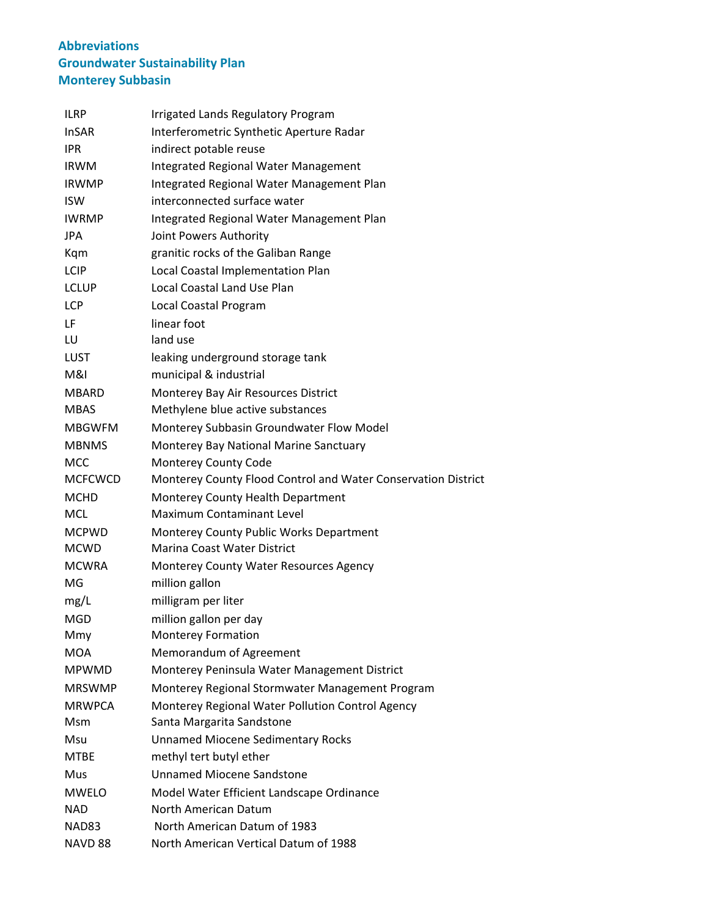**Abbreviations**
**Groundwater Sustainability Plan**
**Monterey Subbasin**

| | |
|---|---|
| ILRP | Irrigated Lands Regulatory Program |
| InSAR | Interferometric Synthetic Aperture Radar |
| IPR | indirect potable reuse |
| IRWM | Integrated Regional Water Management |
| IRWMP | Integrated Regional Water Management Plan |
| ISW | interconnected surface water |
| IWRMP | Integrated Regional Water Management Plan |
| JPA | Joint Powers Authority |
| Kqm | granitic rocks of the Galiban Range |
| LCIP | Local Coastal Implementation Plan |
| LCLUP | Local Coastal Land Use Plan |
| LCP | Local Coastal Program |
| LF | linear foot |
| LU | land use |
| LUST | leaking underground storage tank |
| M&I | municipal & industrial |
| MBARD | Monterey Bay Air Resources District |
| MBAS | Methylene blue active substances |
| MBGWFM | Monterey Subbasin Groundwater Flow Model |
| MBNMS | Monterey Bay National Marine Sanctuary |
| MCC | Monterey County Code |
| MCFCWCD | Monterey County Flood Control and Water Conservation District |
| MCHD | Monterey County Health Department |
| MCL | Maximum Contaminant Level |
| MCPWD | Monterey County Public Works Department |
| MCWD | Marina Coast Water District |
| MCWRA | Monterey County Water Resources Agency |
| MG | million gallon |
| mg/L | milligram per liter |
| MGD | million gallon per day |
| Mmy | Monterey Formation |
| MOA | Memorandum of Agreement |
| MPWMD | Monterey Peninsula Water Management District |
| MRSWMP | Monterey Regional Stormwater Management Program |
| MRWPCA | Monterey Regional Water Pollution Control Agency |
| Msm | Santa Margarita Sandstone |
| Msu | Unnamed Miocene Sedimentary Rocks |
| MTBE | methyl tert butyl ether |
| Mus | Unnamed Miocene Sandstone |
| MWELO | Model Water Efficient Landscape Ordinance |
| NAD | North American Datum |
| NAD83 | North American Datum of 1983 |
| NAVD 88 | North American Vertical Datum of 1988 |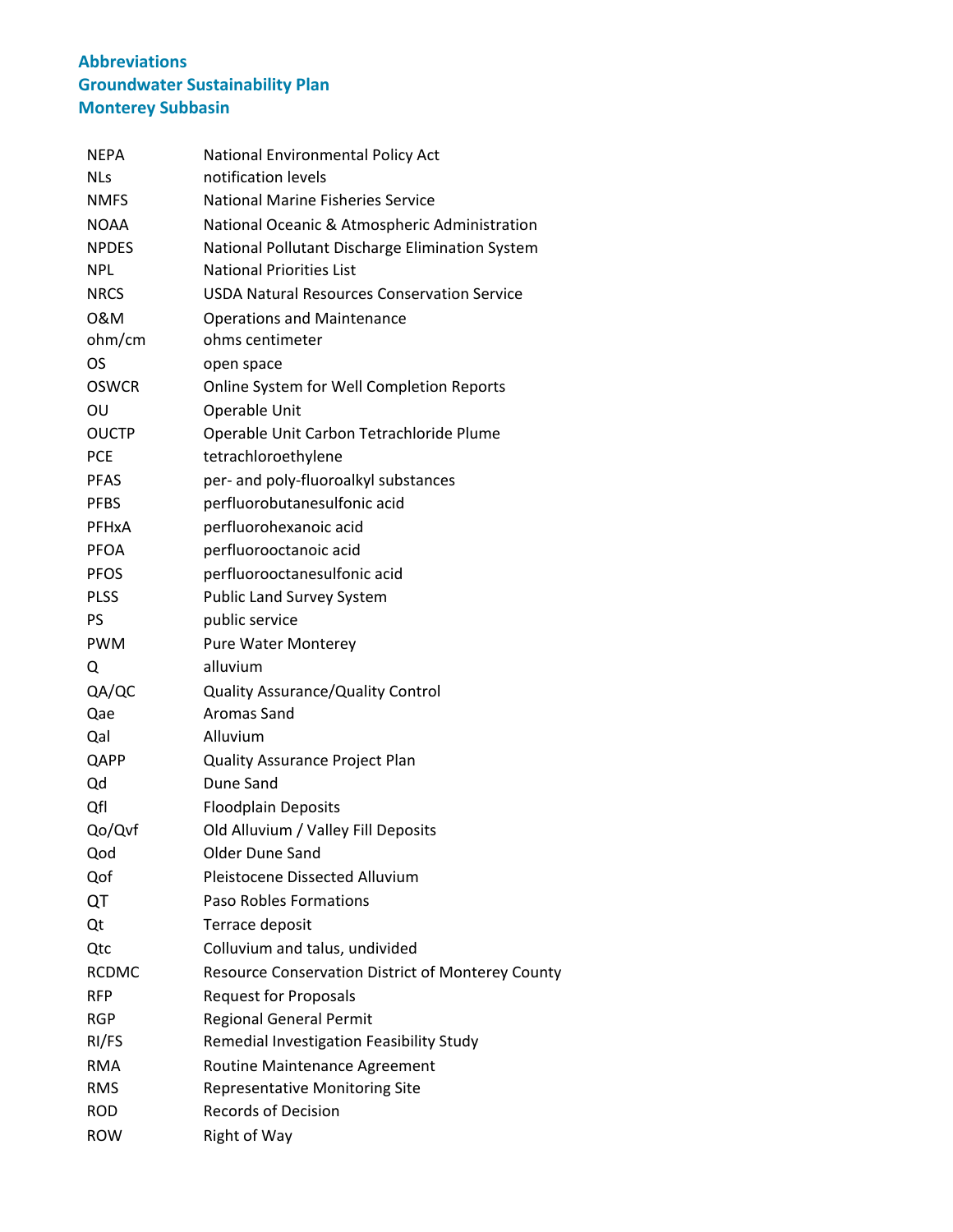**Abbreviations**
**Groundwater Sustainability Plan**
**Monterey Subbasin**

| | |
|---|---|
| NEPA | National Environmental Policy Act |
| NLs | notification levels |
| NMFS | National Marine Fisheries Service |
| NOAA | National Oceanic & Atmospheric Administration |
| NPDES | National Pollutant Discharge Elimination System |
| NPL | National Priorities List |
| NRCS | USDA Natural Resources Conservation Service |
| O&M | Operations and Maintenance |
| ohm/cm | ohms centimeter |
| OS | open space |
| OSWCR | Online System for Well Completion Reports |
| OU | Operable Unit |
| OUCTP | Operable Unit Carbon Tetrachloride Plume |
| PCE | tetrachloroethylene |
| PFAS | per- and poly-fluoroalkyl substances |
| PFBS | perfluorobutanesulfonic acid |
| PFHxA | perfluorohexanoic acid |
| PFOA | perfluorooctanoic acid |
| PFOS | perfluorooctanesulfonic acid |
| PLSS | Public Land Survey System |
| PS | public service |
| PWM | Pure Water Monterey |
| Q | alluvium |
| QA/QC | Quality Assurance/Quality Control |
| Qae | Aromas Sand |
| Qal | Alluvium |
| QAPP | Quality Assurance Project Plan |
| Qd | Dune Sand |
| Qfl | Floodplain Deposits |
| Qo/Qvf | Old Alluvium / Valley Fill Deposits |
| Qod | Older Dune Sand |
| Qof | Pleistocene Dissected Alluvium |
| QT | Paso Robles Formations |
| Qt | Terrace deposit |
| Qtc | Colluvium and talus, undivided |
| RCDMC | Resource Conservation District of Monterey County |
| RFP | Request for Proposals |
| RGP | Regional General Permit |
| RI/FS | Remedial Investigation Feasibility Study |
| RMA | Routine Maintenance Agreement |
| RMS | Representative Monitoring Site |
| ROD | Records of Decision |
| ROW | Right of Way |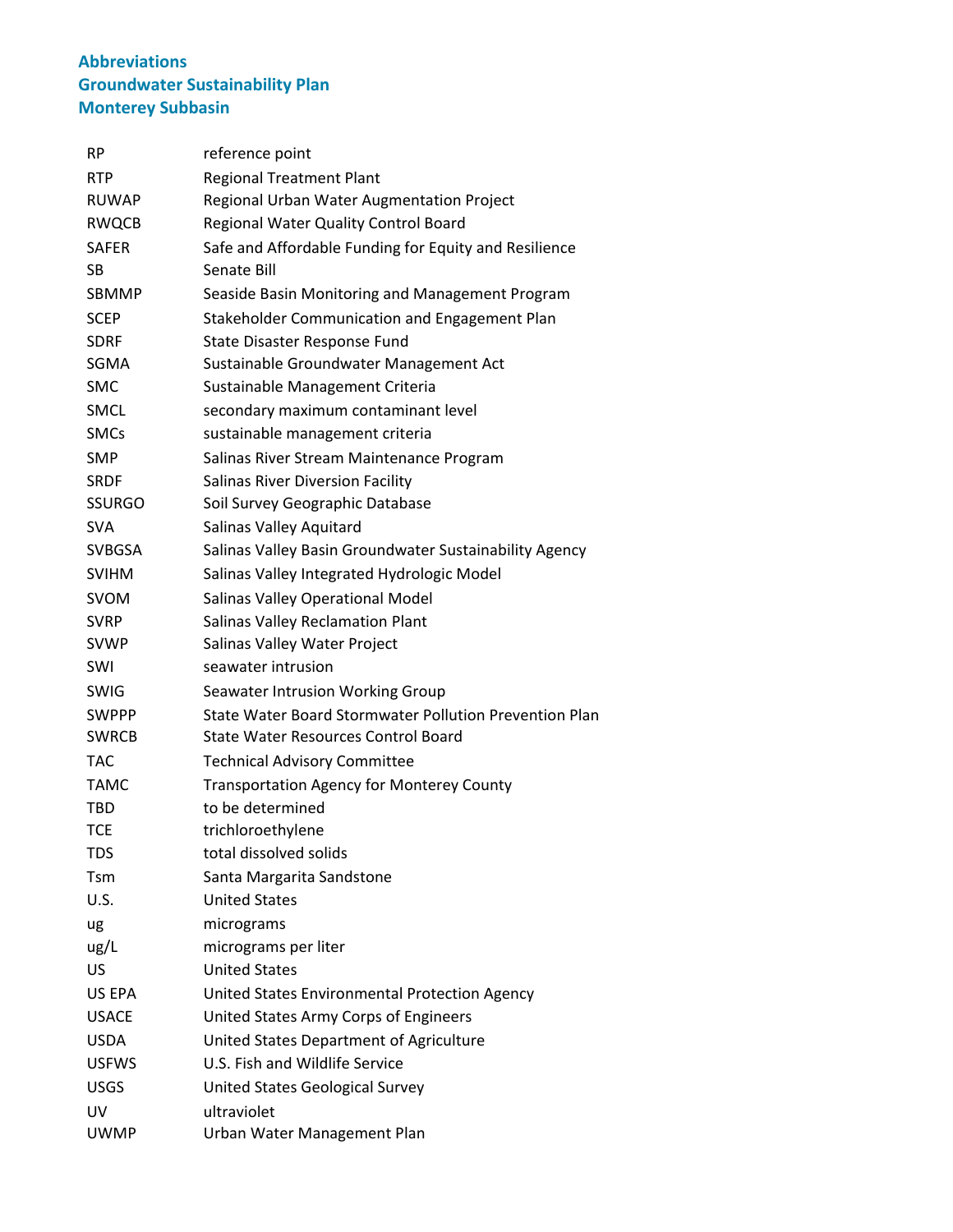**Abbreviations**
**Groundwater Sustainability Plan**
**Monterey Subbasin**

| | |
|---|---|
| RP | reference point |
| RTP | Regional Treatment Plant |
| RUWAP | Regional Urban Water Augmentation Project |
| RWQCB | Regional Water Quality Control Board |
| SAFER | Safe and Affordable Funding for Equity and Resilience |
| SB | Senate Bill |
| SBMMP | Seaside Basin Monitoring and Management Program |
| SCEP | Stakeholder Communication and Engagement Plan |
| SDRF | State Disaster Response Fund |
| SGMA | Sustainable Groundwater Management Act |
| SMC | Sustainable Management Criteria |
| SMCL | secondary maximum contaminant level |
| SMCs | sustainable management criteria |
| SMP | Salinas River Stream Maintenance Program |
| SRDF | Salinas River Diversion Facility |
| SSURGO | Soil Survey Geographic Database |
| SVA | Salinas Valley Aquitard |
| SVBGSA | Salinas Valley Basin Groundwater Sustainability Agency |
| SVIHM | Salinas Valley Integrated Hydrologic Model |
| SVOM | Salinas Valley Operational Model |
| SVRP | Salinas Valley Reclamation Plant |
| SVWP | Salinas Valley Water Project |
| SWI | seawater intrusion |
| SWIG | Seawater Intrusion Working Group |
| SWPPP | State Water Board Stormwater Pollution Prevention Plan |
| SWRCB | State Water Resources Control Board |
| TAC | Technical Advisory Committee |
| TAMC | Transportation Agency for Monterey County |
| TBD | to be determined |
| TCE | trichloroethylene |
| TDS | total dissolved solids |
| Tsm | Santa Margarita Sandstone |
| U.S. | United States |
| ug | micrograms |
| ug/L | micrograms per liter |
| US | United States |
| US EPA | United States Environmental Protection Agency |
| USACE | United States Army Corps of Engineers |
| USDA | United States Department of Agriculture |
| USFWS | U.S. Fish and Wildlife Service |
| USGS | United States Geological Survey |
| UV | ultraviolet |
| UWMP | Urban Water Management Plan |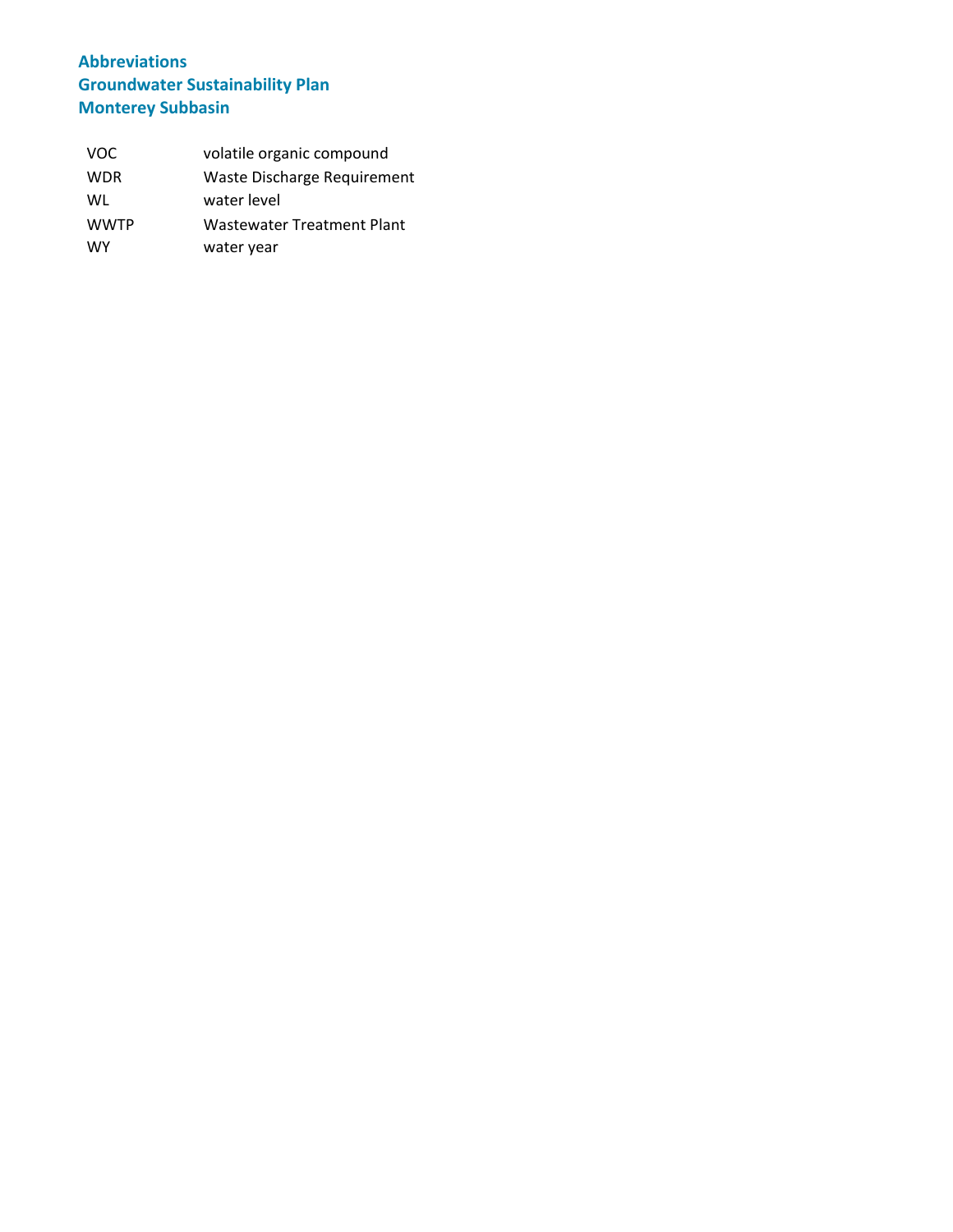**Abbreviations**
**Groundwater Sustainability Plan**
**Monterey Subbasin**

| | |
|---|---|
| VOC | volatile organic compound |
| WDR | Waste Discharge Requirement |
| WL | water level |
| WWTP | Wastewater Treatment Plant |
| WY | water year |